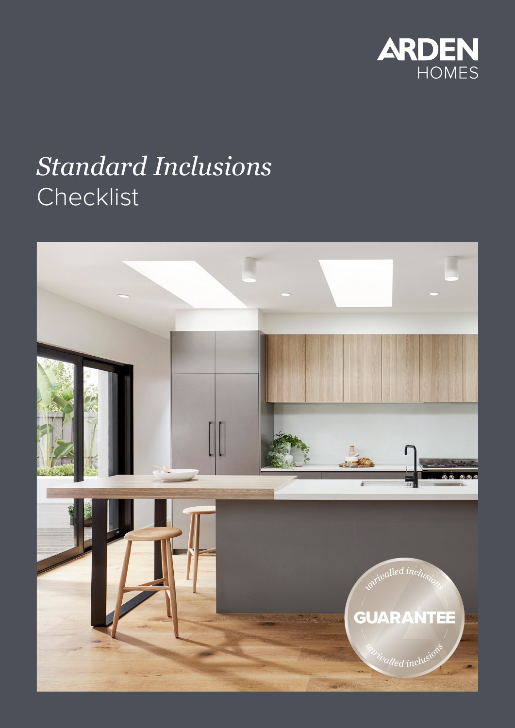ARDEN HOMES

# *Standard Inclusions* Checklist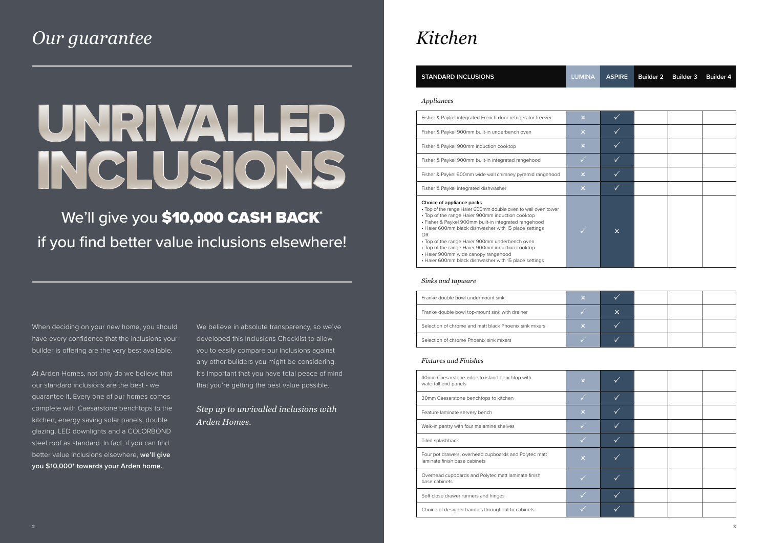# Our guarantee

## UNRIVALLED INCLUSIONS

We'll give you **$10,000 CASH BACK*** if you find better value inclusions elsewhere!

When deciding on your new home, you should have every confidence that the inclusions your builder is offering are the very best available.

At Arden Homes, not only do we believe that our standard inclusions are the best - we guarantee it. Every one of our homes comes complete with Caesarstone benchtops to the kitchen, energy saving solar panels, double glazing, LED downlights and a COLORBOND steel roof as standard. In fact, if you can find better value inclusions elsewhere, **we'll give you $10,000* towards your Arden home.**

We believe in absolute transparency, so we've developed this Inclusions Checklist to allow you to easily compare our inclusions against any other builders you might be considering. It's important that you have total peace of mind that you're getting the best value possible.

*Step up to unrivalled inclusions with Arden Homes.*

# Kitchen

| STANDARD INCLUSIONS | LUMINA | ASPIRE | Builder 2 | Builder 3 | Builder 4 |
|---|---|---|---|---|---|
| *Appliances* | | | | | |
| Fisher & Paykel integrated French door refrigerator freezer | ✗ | ✓ | | | |
| Fisher & Paykel 900mm built-in underbench oven | ✗ | ✓ | | | |
| Fisher & Paykel 900mm induction cooktop | ✗ | ✓ | | | |
| Fisher & Paykel 900mm built-in integrated rangehood | ✓ | ✓ | | | |
| Fisher & Paykel 900mm wide wall chimney pyramid rangehood | ✗ | ✓ | | | |
| Fisher & Paykel integrated dishwasher | ✗ | ✓ | | | |
| **Choice of appliance packs**<br>• Top of the range Haier 600mm double oven to wall oven tower<br>• Top of the range Haier 900mm induction cooktop<br>• Fisher & Paykel 900mm built-in integrated rangehood<br>• Haier 600mm black dishwasher with 15 place settings<br>OR<br>• Top of the range Haier 900mm underbench oven<br>• Top of the range Haier 900mm induction cooktop<br>• Haier 900mm wide canopy rangehood<br>• Haier 600mm black dishwasher with 15 place settings | ✓ | ✗ | | | |
| *Sinks and tapware* | | | | | |
| Franke double bowl undermount sink | ✗ | ✓ | | | |
| Franke double bowl top-mount sink with drainer | ✓ | ✗ | | | |
| Selection of chrome and matt black Phoenix sink mixers | ✗ | ✓ | | | |
| Selection of chrome Phoenix sink mixers | ✓ | ✓ | | | |
| *Fixtures and Finishes* | | | | | |
| 40mm Caesarstone edge to island benchtop with waterfall end panels | ✗ | ✓ | | | |
| 20mm Caesarstone benchtops to kitchen | ✓ | ✓ | | | |
| Feature laminate servery bench | ✗ | ✓ | | | |
| Walk-in pantry with four melamine shelves | ✓ | ✓ | | | |
| Tiled splashback | ✓ | ✓ | | | |
| Four pot drawers, overhead cupboards and Polytec matt laminate finish base cabinets | ✗ | ✓ | | | |
| Overhead cupboards and Polytec matt laminate finish base cabinets | ✓ | ✓ | | | |
| Soft close drawer runners and hinges | ✓ | ✓ | | | |
| Choice of designer handles throughout to cabinets | ✓ | ✓ | | | |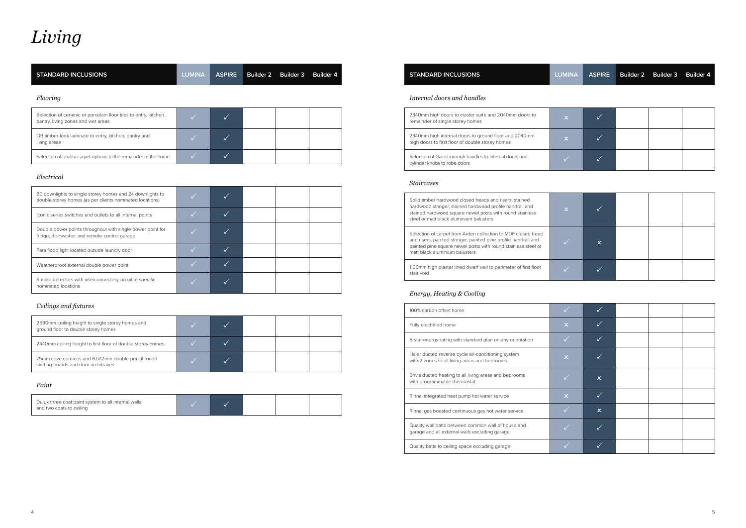# Living

| STANDARD INCLUSIONS | LUMINA | ASPIRE | Builder 2 | Builder 3 | Builder 4 |
|---|---|---|---|---|---|
| *Flooring* | | | | | |
| Selection of ceramic or porcelain floor tiles to entry, kitchen, pantry, living zones and wet areas | ✓ | ✓ | | | |
| OR timber-look laminate to entry, kitchen, pantry and living areas | ✓ | ✓ | | | |
| Selection of quality carpet options to the remainder of the home | ✓ | ✓ | | | |
| *Electrical* | | | | | |
| 20 downlights to single storey homes and 24 downlights to double storey homes (as per clients nominated locations) | ✓ | ✓ | | | |
| Iconic series switches and outlets to all internal points | ✓ | ✓ | | | |
| Double power points throughout with single power point for fridge, dishwasher and remote-control garage | ✓ | ✓ | | | |
| Para flood light located outside laundry door | ✓ | ✓ | | | |
| Weatherproof external double power point | ✓ | ✓ | | | |
| Smoke detectors with interconnecting circuit at specific nominated locations | ✓ | ✓ | | | |
| *Ceilings and fixtures* | | | | | |
| 2590mm ceiling height to single storey homes and ground floor to double storey homes | ✓ | ✓ | | | |
| 2440mm ceiling height to first floor of double storey homes | ✓ | ✓ | | | |
| 75mm cove cornices and 67x12mm double pencil round skirting boards and door architraves | ✓ | ✓ | | | |
| *Paint* | | | | | |
| Dulux three coat paint system to all internal walls and two coats to ceiling | ✓ | ✓ | | | |

| STANDARD INCLUSIONS | LUMINA | ASPIRE | Builder 2 | Builder 3 | Builder 4 |
|---|---|---|---|---|---|
| *Internal doors and handles* | | | | | |
| 2340mm high doors to master suite and 2040mm doors to remainder of single storey homes | ✕ | ✓ | | | |
| 2340mm high internal doors to ground floor and 2040mm high doors to first floor of double storey homes | ✕ | ✓ | | | |
| Selection of Gainsborough handles to internal doors and cylinder knobs to robe doors | ✓ | ✓ | | | |
| *Staircases* | | | | | |
| Solid timber hardwood closed treads and risers, stained hardwood stringer, stained hardwood profile handrail and stained hardwood square newel posts with round stainless steel or matt black aluminium balusters | ✕ | ✓ | | | |
| Selection of carpet from Arden collection to MDF closed tread and risers, painted stringer, painted pine profile handrail and painted pine square newel posts with round stainless steel or matt black aluminium balusters | ✓ | ✕ | | | |
| 1100mm high plaster lined dwarf wall to perimeter of first floor stair void | ✓ | ✓ | | | |
| *Energy, Heating & Cooling* | | | | | |
| 100% carbon offset home | ✓ | ✓ | | | |
| Fully electrified home | ✕ | ✓ | | | |
| 6-star energy rating with standard plan on any orientation | ✓ | ✓ | | | |
| Haier ducted reverse cycle air-conditioning system with 2 zones to all living areas and bedrooms | ✕ | ✓ | | | |
| Brivis ducted heating to all living areas and bedrooms with programmable thermostat | ✓ | ✕ | | | |
| Rinnai integrated heat pump hot water service | ✕ | ✓ | | | |
| Rinnai gas boosted continuous gas hot water service | ✓ | ✕ | | | |
| Quality wall batts between common wall of house and garage and all external walls excluding garage | ✓ | ✓ | | | |
| Quality batts to ceiling space excluding garage | ✓ | ✓ | | | |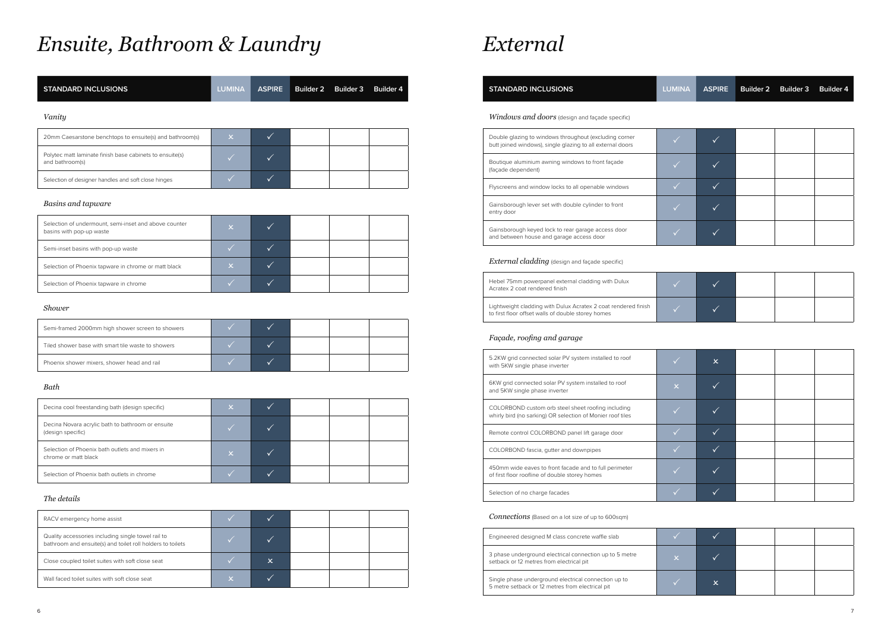# Ensuite, Bathroom & Laundry

| STANDARD INCLUSIONS | LUMINA | ASPIRE | Builder 2 | Builder 3 | Builder 4 |
|---|---|---|---|---|---|
| *Vanity* | | | | | |
| 20mm Caesarstone benchtops to ensuite(s) and bathroom(s) | ✕ | ✓ | | | |
| Polytec matt laminate finish base cabinets to ensuite(s) and bathroom(s) | ✓ | ✓ | | | |
| Selection of designer handles and soft close hinges | ✓ | ✓ | | | |
| *Basins and tapware* | | | | | |
| Selection of undermount, semi-inset and above counter basins with pop-up waste | ✕ | ✓ | | | |
| Semi-inset basins with pop-up waste | ✓ | ✓ | | | |
| Selection of Phoenix tapware in chrome or matt black | ✕ | ✓ | | | |
| Selection of Phoenix tapware in chrome | ✓ | ✓ | | | |
| *Shower* | | | | | |
| Semi-framed 2000mm high shower screen to showers | ✓ | ✓ | | | |
| Tiled shower base with smart tile waste to showers | ✓ | ✓ | | | |
| Phoenix shower mixers, shower head and rail | ✓ | ✓ | | | |
| *Bath* | | | | | |
| Decina cool freestanding bath (design specific) | ✕ | ✓ | | | |
| Decina Novara acrylic bath to bathroom or ensuite (design specific) | ✓ | ✓ | | | |
| Selection of Phoenix bath outlets and mixers in chrome or matt black | ✕ | ✓ | | | |
| Selection of Phoenix bath outlets in chrome | ✓ | ✓ | | | |
| *The details* | | | | | |
| RACV emergency home assist | ✓ | ✓ | | | |
| Quality accessories including single towel rail to bathroom and ensuite(s) and toilet roll holders to toilets | ✓ | ✓ | | | |
| Close coupled toilet suites with soft close seat | ✓ | ✕ | | | |
| Wall faced toilet suites with soft close seat | ✕ | ✓ | | | |

# External

| STANDARD INCLUSIONS | LUMINA | ASPIRE | Builder 2 | Builder 3 | Builder 4 |
|---|---|---|---|---|---|
| *Windows and doors* (design and façade specific) | | | | | |
| Double glazing to windows throughout (excluding corner butt joined windows), single glazing to all external doors | ✓ | ✓ | | | |
| Boutique aluminium awning windows to front façade (façade dependent) | ✓ | ✓ | | | |
| Flyscreens and window locks to all openable windows | ✓ | ✓ | | | |
| Gainsborough lever set with double cylinder to front entry door | ✓ | ✓ | | | |
| Gainsborough keyed lock to rear garage access door and between house and garage access door | ✓ | ✓ | | | |
| *External cladding* (design and façade specific) | | | | | |
| Hebel 75mm powerpanel external cladding with Dulux Acratex 2 coat rendered finish | ✓ | ✓ | | | |
| Lightweight cladding with Dulux Acratex 2 coat rendered finish to first floor offset walls of double storey homes | ✓ | ✓ | | | |
| *Façade, roofing and garage* | | | | | |
| 5.2KW grid connected solar PV system installed to roof with 5KW single phase inverter | ✓ | ✕ | | | |
| 6KW grid connected solar PV system installed to roof and 5KW single phase inverter | ✕ | ✓ | | | |
| COLORBOND custom orb steel sheet roofing including whirly bird (no sarking) OR selection of Monier roof tiles | ✓ | ✓ | | | |
| Remote control COLORBOND panel lift garage door | ✓ | ✓ | | | |
| COLORBOND fascia, gutter and downpipes | ✓ | ✓ | | | |
| 450mm wide eaves to front facade and to full perimeter of first floor roofline of double storey homes | ✓ | ✓ | | | |
| Selection of no charge facades | ✓ | ✓ | | | |
| *Connections* (Based on a lot size of up to 600sqm) | | | | | |
| Engineered designed M class concrete waffle slab | ✓ | ✓ | | | |
| 3 phase underground electrical connection up to 5 metre setback or 12 metres from electrical pit | ✕ | ✓ | | | |
| Single phase underground electrical connection up to 5 metre setback or 12 metres from electrical pit | ✓ | ✕ | | | |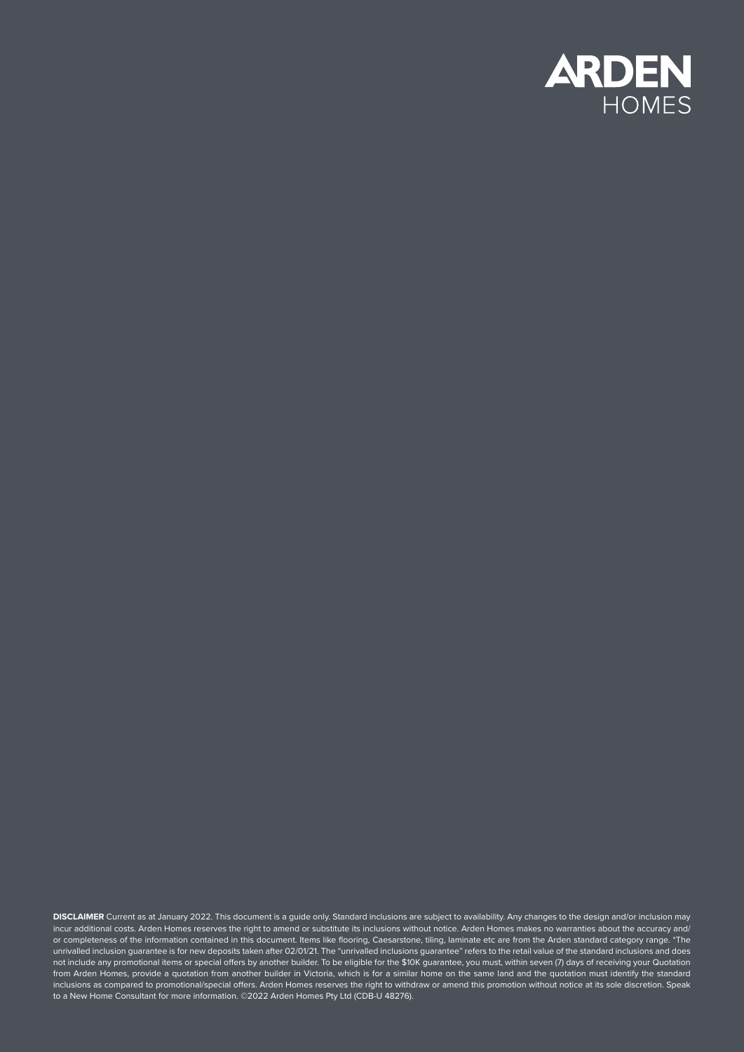ARDEN HOMES

**DISCLAIMER** Current as at January 2022. This document is a guide only. Standard inclusions are subject to availability. Any changes to the design and/or inclusion may incur additional costs. Arden Homes reserves the right to amend or substitute its inclusions without notice. Arden Homes makes no warranties about the accuracy and/or completeness of the information contained in this document. Items like flooring, Caesarstone, tiling, laminate etc are from the Arden standard category range. *The unrivalled inclusion guarantee is for new deposits taken after 02/01/21. The "unrivalled inclusions guarantee" refers to the retail value of the standard inclusions and does not include any promotional items or special offers by another builder. To be eligible for the $10K guarantee, you must, within seven (7) days of receiving your Quotation from Arden Homes, provide a quotation from another builder in Victoria, which is for a similar home on the same land and the quotation must identify the standard inclusions as compared to promotional/special offers. Arden Homes reserves the right to withdraw or amend this promotion without notice at its sole discretion. Speak to a New Home Consultant for more information. ©2022 Arden Homes Pty Ltd (CDB-U 48276).